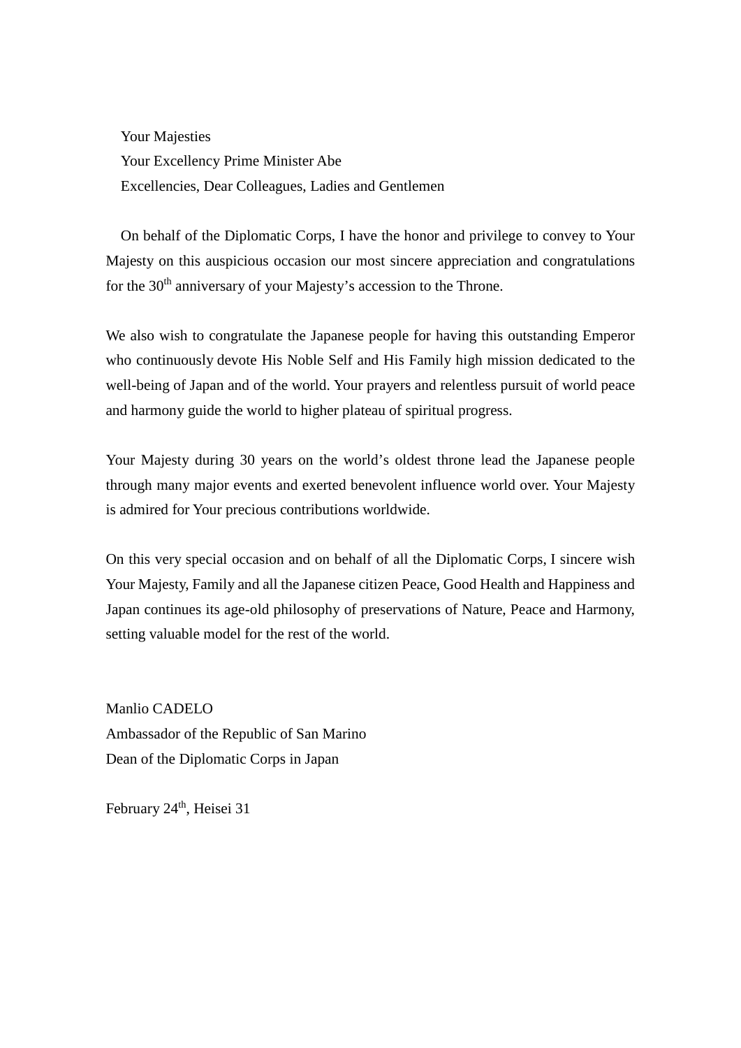Your Majesties
Your Excellency Prime Minister Abe
Excellencies, Dear Colleagues, Ladies and Gentlemen

On behalf of the Diplomatic Corps, I have the honor and privilege to convey to Your Majesty on this auspicious occasion our most sincere appreciation and congratulations for the 30th anniversary of your Majesty's accession to the Throne.

We also wish to congratulate the Japanese people for having this outstanding Emperor who continuously devote His Noble Self and His Family high mission dedicated to the well-being of Japan and of the world. Your prayers and relentless pursuit of world peace and harmony guide the world to higher plateau of spiritual progress.

Your Majesty during 30 years on the world's oldest throne lead the Japanese people through many major events and exerted benevolent influence world over. Your Majesty is admired for Your precious contributions worldwide.

On this very special occasion and on behalf of all the Diplomatic Corps, I sincere wish Your Majesty, Family and all the Japanese citizen Peace, Good Health and Happiness and Japan continues its age-old philosophy of preservations of Nature, Peace and Harmony, setting valuable model for the rest of the world.

Manlio CADELO
Ambassador of the Republic of San Marino
Dean of the Diplomatic Corps in Japan

February 24th, Heisei 31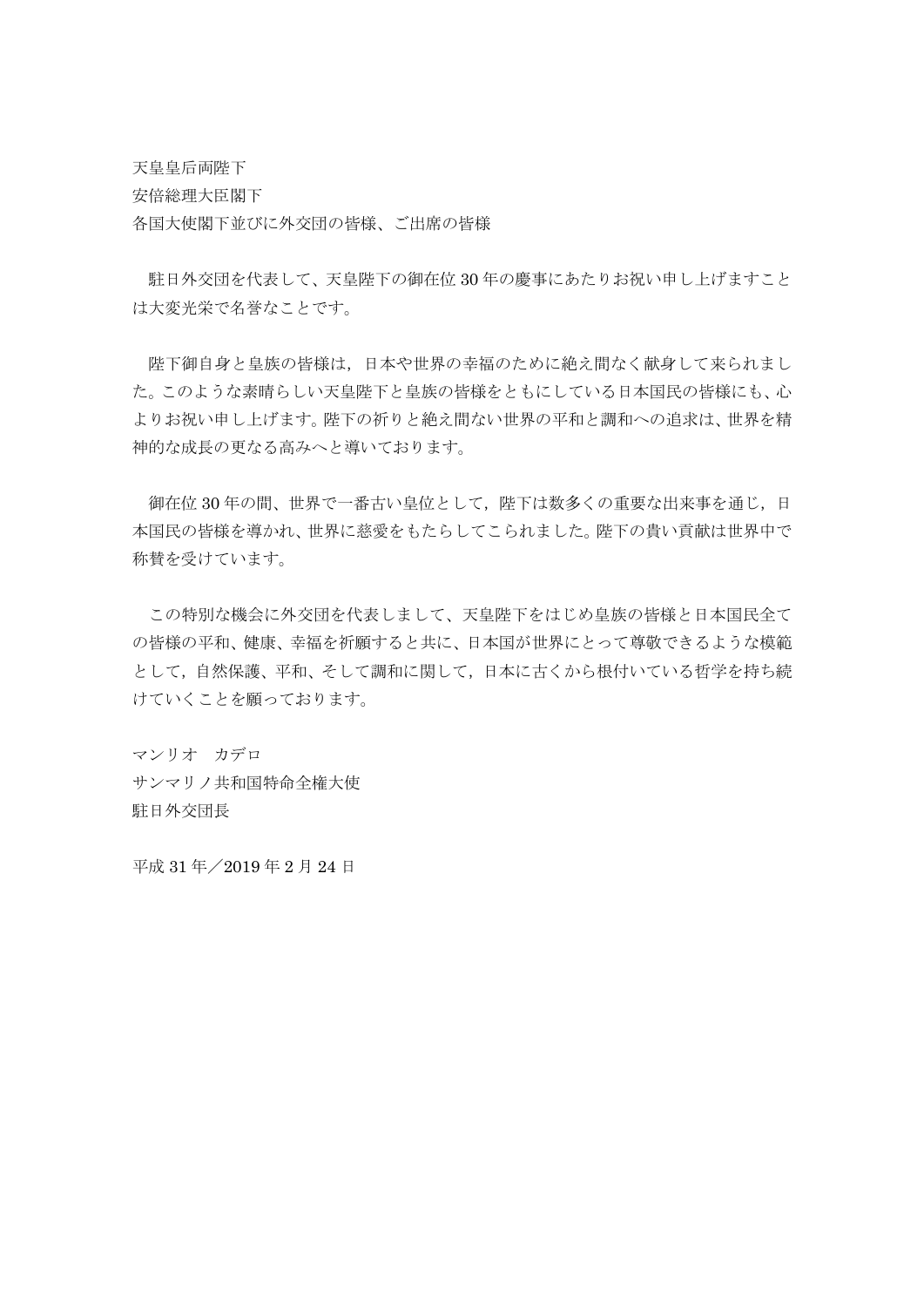天皇皇后両陛下
安倍総理大臣閣下
各国大使閣下並びに外交団の皆様、ご出席の皆様

駐日外交団を代表して、天皇陛下の御在位 30 年の慶事にあたりお祝い申し上げますことは大変光栄で名誉なことです。

陛下御自身と皇族の皆様は，日本や世界の幸福のために絶え間なく献身して来られました。このような素晴らしい天皇陛下と皇族の皆様をともにしている日本国民の皆様にも、心よりお祝い申し上げます。陛下の祈りと絶え間ない世界の平和と調和への追求は、世界を精神的な成長の更なる高みへと導いております。

御在位 30 年の間、世界で一番古い皇位として，陛下は数多くの重要な出来事を通じ，日本国民の皆様を導かれ、世界に慈愛をもたらしてこられました。陛下の貴い貢献は世界中で称賛を受けています。

この特別な機会に外交団を代表しまして、天皇陛下をはじめ皇族の皆様と日本国民全ての皆様の平和、健康、幸福を祈願すると共に、日本国が世界にとって尊敬できるような模範として，自然保護、平和、そして調和に関して，日本に古くから根付いている哲学を持ち続けていくことを願っております。

マンリオ　カデロ
サンマリノ共和国特命全権大使
駐日外交団長

平成 31 年／2019 年 2 月 24 日